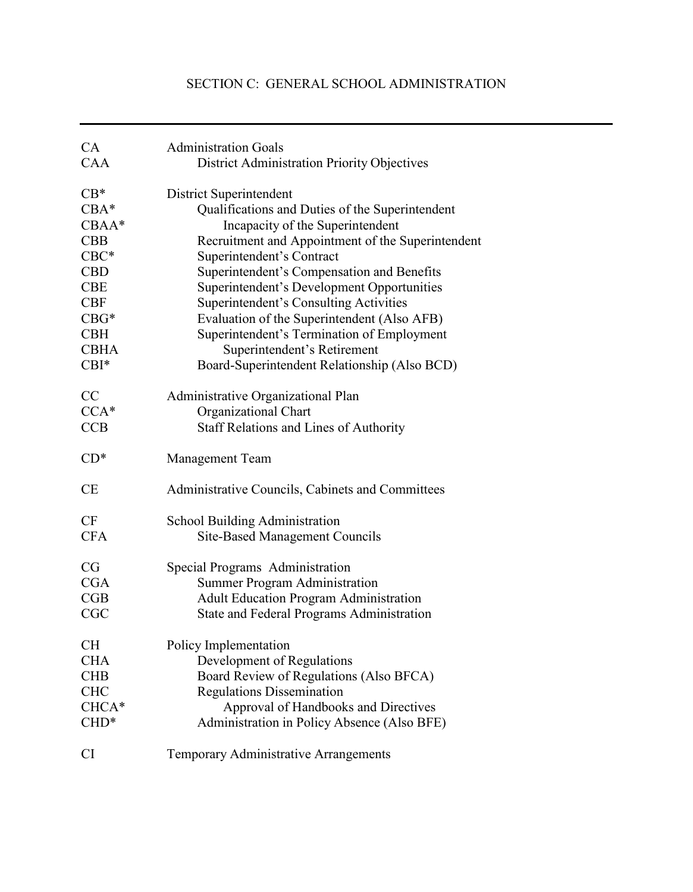# SECTION C: GENERAL SCHOOL ADMINISTRATION

---

| Code | Title |
|---|---|
| CA | Administration Goals |
| CAA | District Administration Priority Objectives |
| | |
| CB* | District Superintendent |
| CBA* | Qualifications and Duties of the Superintendent |
| CBAA* | Incapacity of the Superintendent |
| CBB | Recruitment and Appointment of the Superintendent |
| CBC* | Superintendent's Contract |
| CBD | Superintendent's Compensation and Benefits |
| CBE | Superintendent's Development Opportunities |
| CBF | Superintendent's Consulting Activities |
| CBG* | Evaluation of the Superintendent (Also AFB) |
| CBH | Superintendent's Termination of Employment |
| CBHA | Superintendent's Retirement |
| CBI* | Board-Superintendent Relationship (Also BCD) |
| | |
| CC | Administrative Organizational Plan |
| CCA* | Organizational Chart |
| CCB | Staff Relations and Lines of Authority |
| | |
| CD* | Management Team |
| | |
| CE | Administrative Councils, Cabinets and Committees |
| | |
| CF | School Building Administration |
| CFA | Site-Based Management Councils |
| | |
| CG | Special Programs Administration |
| CGA | Summer Program Administration |
| CGB | Adult Education Program Administration |
| CGC | State and Federal Programs Administration |
| | |
| CH | Policy Implementation |
| CHA | Development of Regulations |
| CHB | Board Review of Regulations (Also BFCA) |
| CHC | Regulations Dissemination |
| CHCA* | Approval of Handbooks and Directives |
| CHD* | Administration in Policy Absence (Also BFE) |
| | |
| CI | Temporary Administrative Arrangements |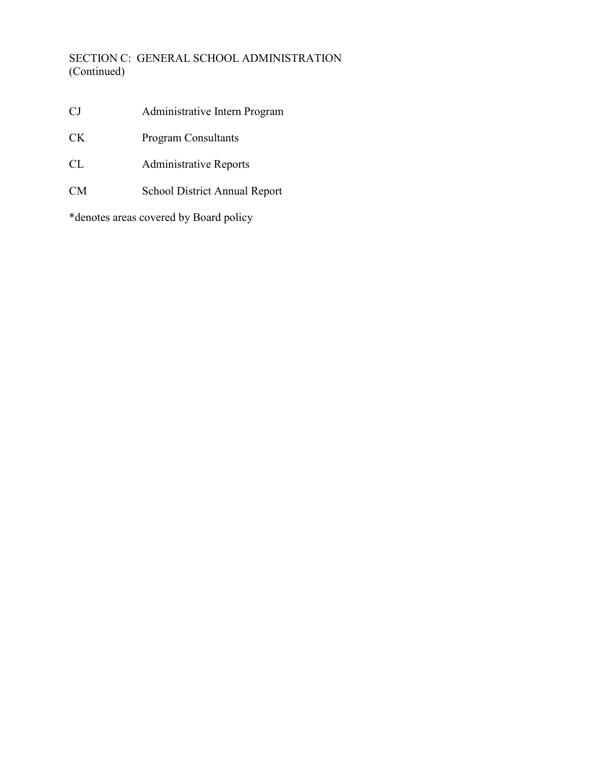SECTION C: GENERAL SCHOOL ADMINISTRATION
(Continued)

| | |
|---|---|
| CJ | Administrative Intern Program |
| CK | Program Consultants |
| CL | Administrative Reports |
| CM | School District Annual Report |

*denotes areas covered by Board policy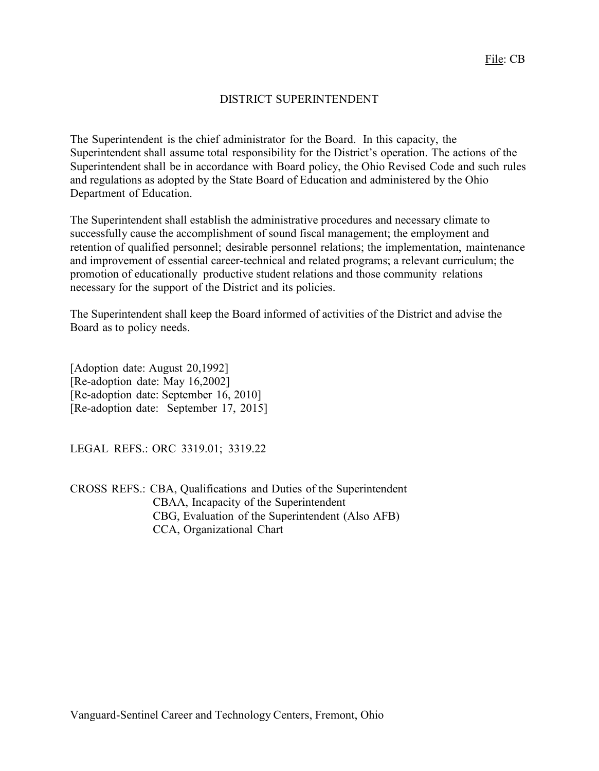File: CB

# DISTRICT SUPERINTENDENT

The Superintendent is the chief administrator for the Board. In this capacity, the Superintendent shall assume total responsibility for the District's operation. The actions of the Superintendent shall be in accordance with Board policy, the Ohio Revised Code and such rules and regulations as adopted by the State Board of Education and administered by the Ohio Department of Education.

The Superintendent shall establish the administrative procedures and necessary climate to successfully cause the accomplishment of sound fiscal management; the employment and retention of qualified personnel; desirable personnel relations; the implementation, maintenance and improvement of essential career-technical and related programs; a relevant curriculum; the promotion of educationally productive student relations and those community relations necessary for the support of the District and its policies.

The Superintendent shall keep the Board informed of activities of the District and advise the Board as to policy needs.

[Adoption date: August 20,1992]
[Re-adoption date: May 16,2002]
[Re-adoption date: September 16, 2010]
[Re-adoption date: September 17, 2015]

LEGAL REFS.: ORC 3319.01; 3319.22

CROSS REFS.: CBA, Qualifications and Duties of the Superintendent
CBAA, Incapacity of the Superintendent
CBG, Evaluation of the Superintendent (Also AFB)
CCA, Organizational Chart

Vanguard-Sentinel Career and Technology Centers, Fremont, Ohio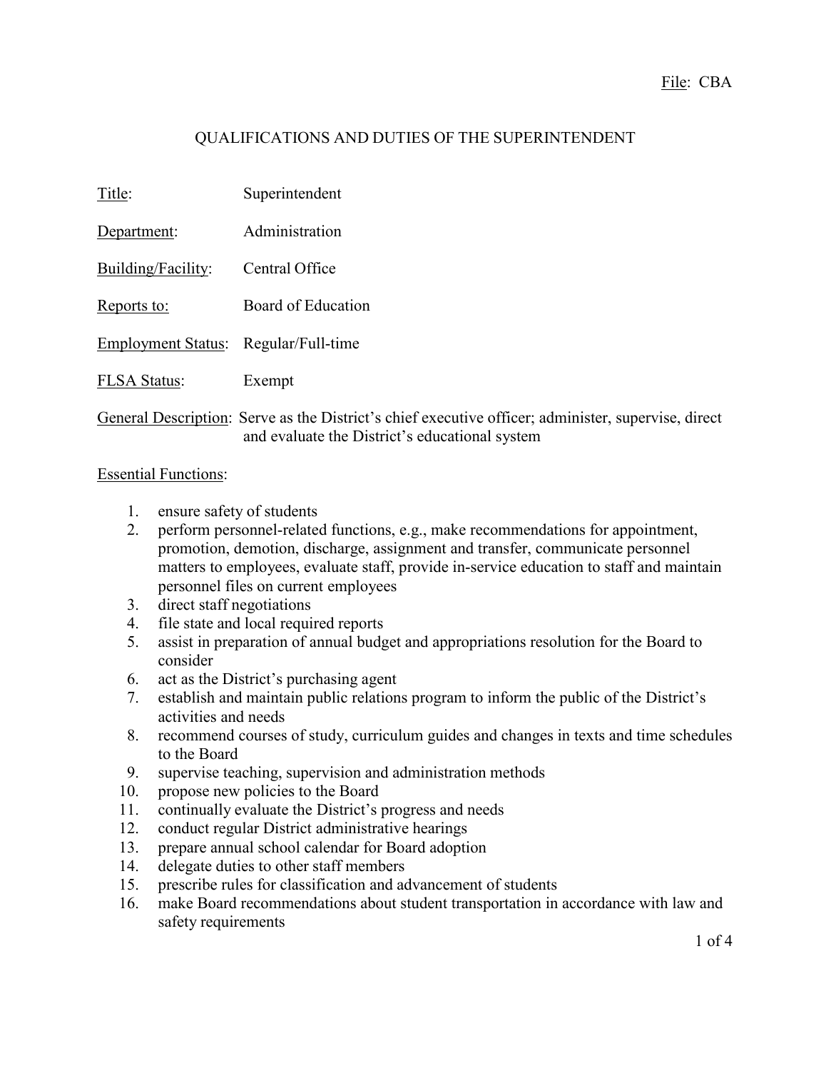File: CBA

# QUALIFICATIONS AND DUTIES OF THE SUPERINTENDENT

Title: Superintendent

Department: Administration

Building/Facility: Central Office

Reports to: Board of Education

Employment Status: Regular/Full-time

FLSA Status: Exempt

General Description: Serve as the District's chief executive officer; administer, supervise, direct and evaluate the District's educational system

Essential Functions:

1. ensure safety of students
2. perform personnel-related functions, e.g., make recommendations for appointment, promotion, demotion, discharge, assignment and transfer, communicate personnel matters to employees, evaluate staff, provide in-service education to staff and maintain personnel files on current employees
3. direct staff negotiations
4. file state and local required reports
5. assist in preparation of annual budget and appropriations resolution for the Board to consider
6. act as the District's purchasing agent
7. establish and maintain public relations program to inform the public of the District's activities and needs
8. recommend courses of study, curriculum guides and changes in texts and time schedules to the Board
9. supervise teaching, supervision and administration methods
10. propose new policies to the Board
11. continually evaluate the District's progress and needs
12. conduct regular District administrative hearings
13. prepare annual school calendar for Board adoption
14. delegate duties to other staff members
15. prescribe rules for classification and advancement of students
16. make Board recommendations about student transportation in accordance with law and safety requirements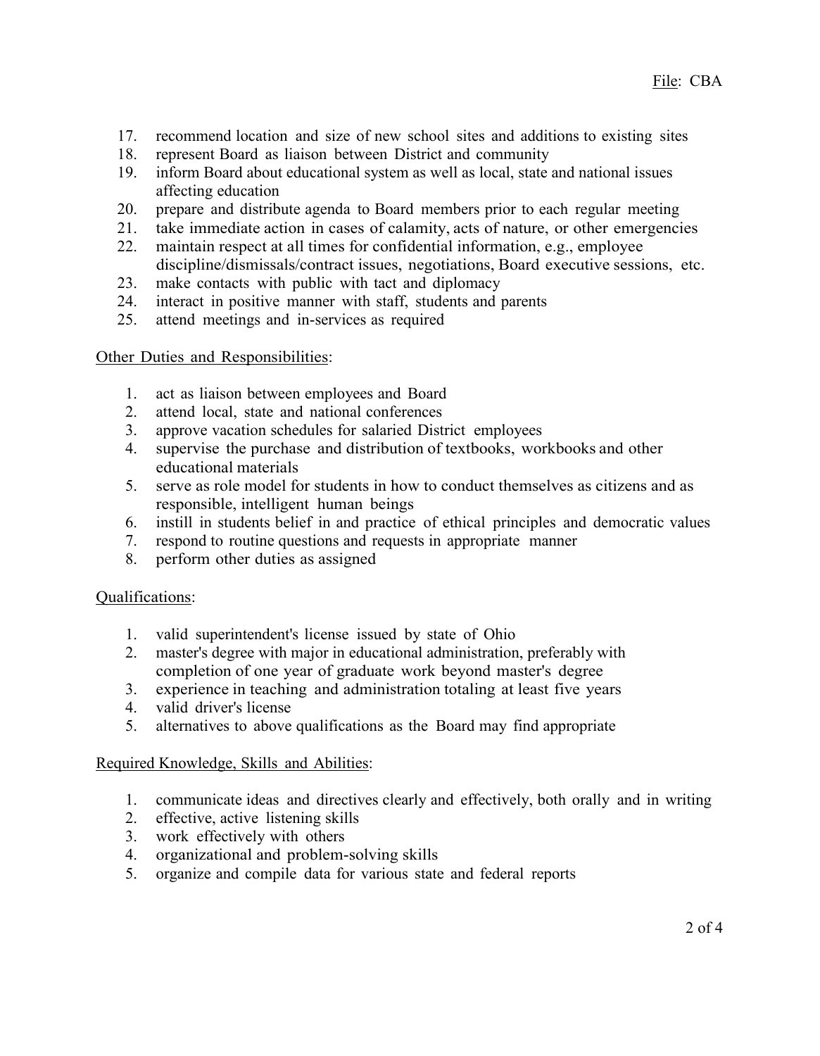17. recommend location and size of new school sites and additions to existing sites
18. represent Board as liaison between District and community
19. inform Board about educational system as well as local, state and national issues affecting education
20. prepare and distribute agenda to Board members prior to each regular meeting
21. take immediate action in cases of calamity, acts of nature, or other emergencies
22. maintain respect at all times for confidential information, e.g., employee discipline/dismissals/contract issues, negotiations, Board executive sessions, etc.
23. make contacts with public with tact and diplomacy
24. interact in positive manner with staff, students and parents
25. attend meetings and in-services as required

Other Duties and Responsibilities:

1. act as liaison between employees and Board
2. attend local, state and national conferences
3. approve vacation schedules for salaried District employees
4. supervise the purchase and distribution of textbooks, workbooks and other educational materials
5. serve as role model for students in how to conduct themselves as citizens and as responsible, intelligent human beings
6. instill in students belief in and practice of ethical principles and democratic values
7. respond to routine questions and requests in appropriate manner
8. perform other duties as assigned

Qualifications:

1. valid superintendent's license issued by state of Ohio
2. master's degree with major in educational administration, preferably with completion of one year of graduate work beyond master's degree
3. experience in teaching and administration totaling at least five years
4. valid driver's license
5. alternatives to above qualifications as the Board may find appropriate

Required Knowledge, Skills and Abilities:

1. communicate ideas and directives clearly and effectively, both orally and in writing
2. effective, active listening skills
3. work effectively with others
4. organizational and problem-solving skills
5. organize and compile data for various state and federal reports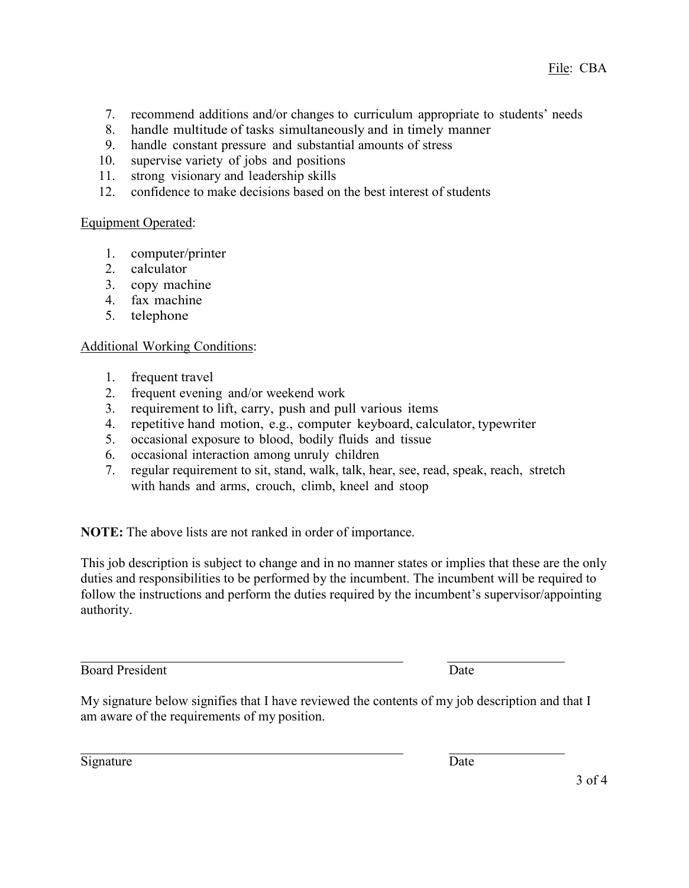7. recommend additions and/or changes to curriculum appropriate to students' needs
8. handle multitude of tasks simultaneously and in timely manner
9. handle constant pressure and substantial amounts of stress
10. supervise variety of jobs and positions
11. strong visionary and leadership skills
12. confidence to make decisions based on the best interest of students

Equipment Operated:

1. computer/printer
2. calculator
3. copy machine
4. fax machine
5. telephone

Additional Working Conditions:

1. frequent travel
2. frequent evening and/or weekend work
3. requirement to lift, carry, push and pull various items
4. repetitive hand motion, e.g., computer keyboard, calculator, typewriter
5. occasional exposure to blood, bodily fluids and tissue
6. occasional interaction among unruly children
7. regular requirement to sit, stand, walk, talk, hear, see, read, speak, reach, stretch with hands and arms, crouch, climb, kneel and stoop

**NOTE:** The above lists are not ranked in order of importance.

This job description is subject to change and in no manner states or implies that these are the only duties and responsibilities to be performed by the incumbent. The incumbent will be required to follow the instructions and perform the duties required by the incumbent's supervisor/appointing authority.

\_\_\_\_\_\_\_\_\_\_\_\_\_\_\_\_\_\_\_\_\_\_\_\_\_\_\_\_\_\_\_\_\_\_\_\_\_\_\_\_ \_\_\_\_\_\_\_\_\_\_\_\_\_\_\_\_

Board President Date

My signature below signifies that I have reviewed the contents of my job description and that I am aware of the requirements of my position.

\_\_\_\_\_\_\_\_\_\_\_\_\_\_\_\_\_\_\_\_\_\_\_\_\_\_\_\_\_\_\_\_\_\_\_\_\_\_\_\_ \_\_\_\_\_\_\_\_\_\_\_\_\_\_\_\_

Signature Date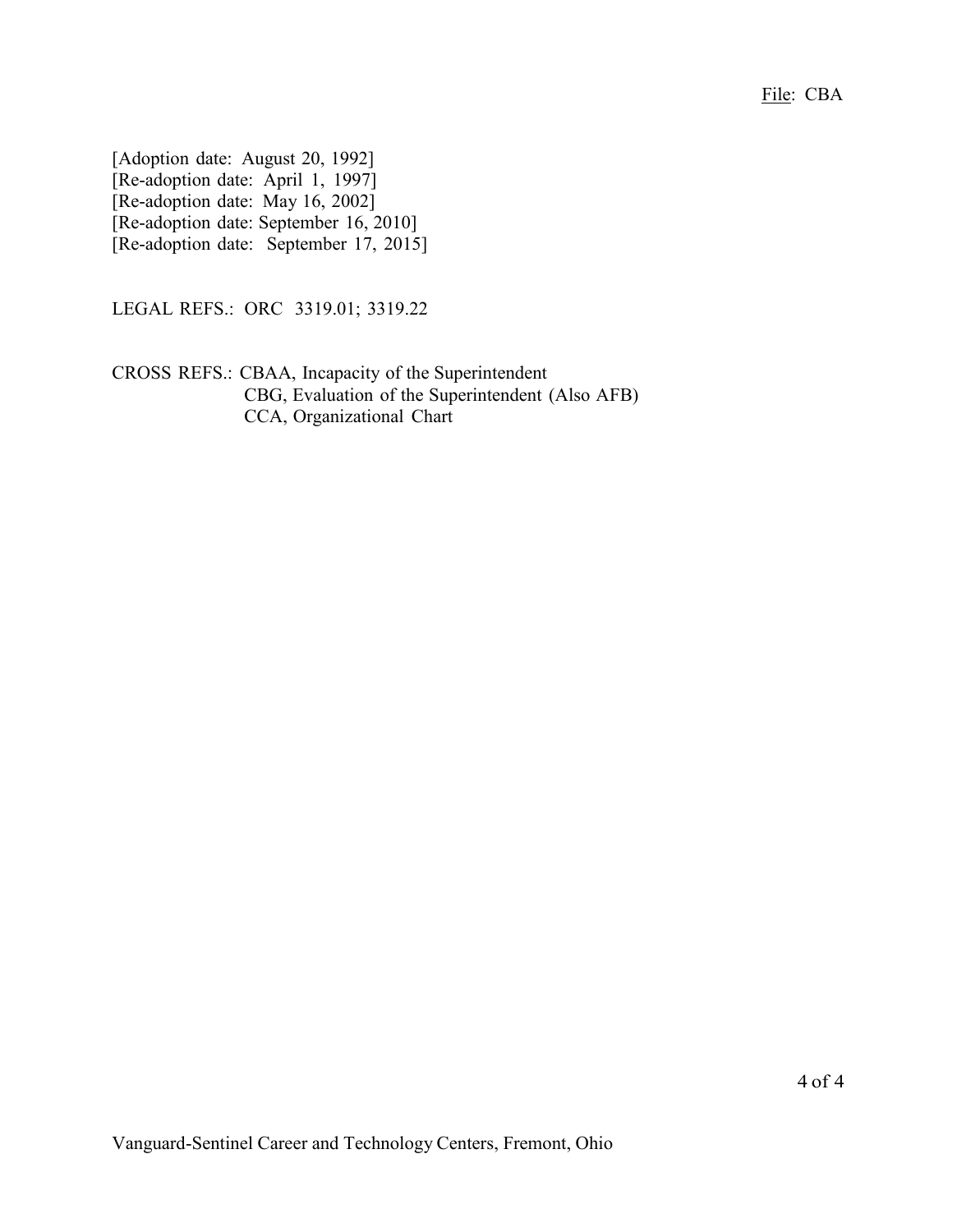File: CBA

[Adoption date: August 20, 1992]
[Re-adoption date: April 1, 1997]
[Re-adoption date: May 16, 2002]
[Re-adoption date: September 16, 2010]
[Re-adoption date: September 17, 2015]

LEGAL REFS.: ORC 3319.01; 3319.22

CROSS REFS.: CBAA, Incapacity of the Superintendent
CBG, Evaluation of the Superintendent (Also AFB)
CCA, Organizational Chart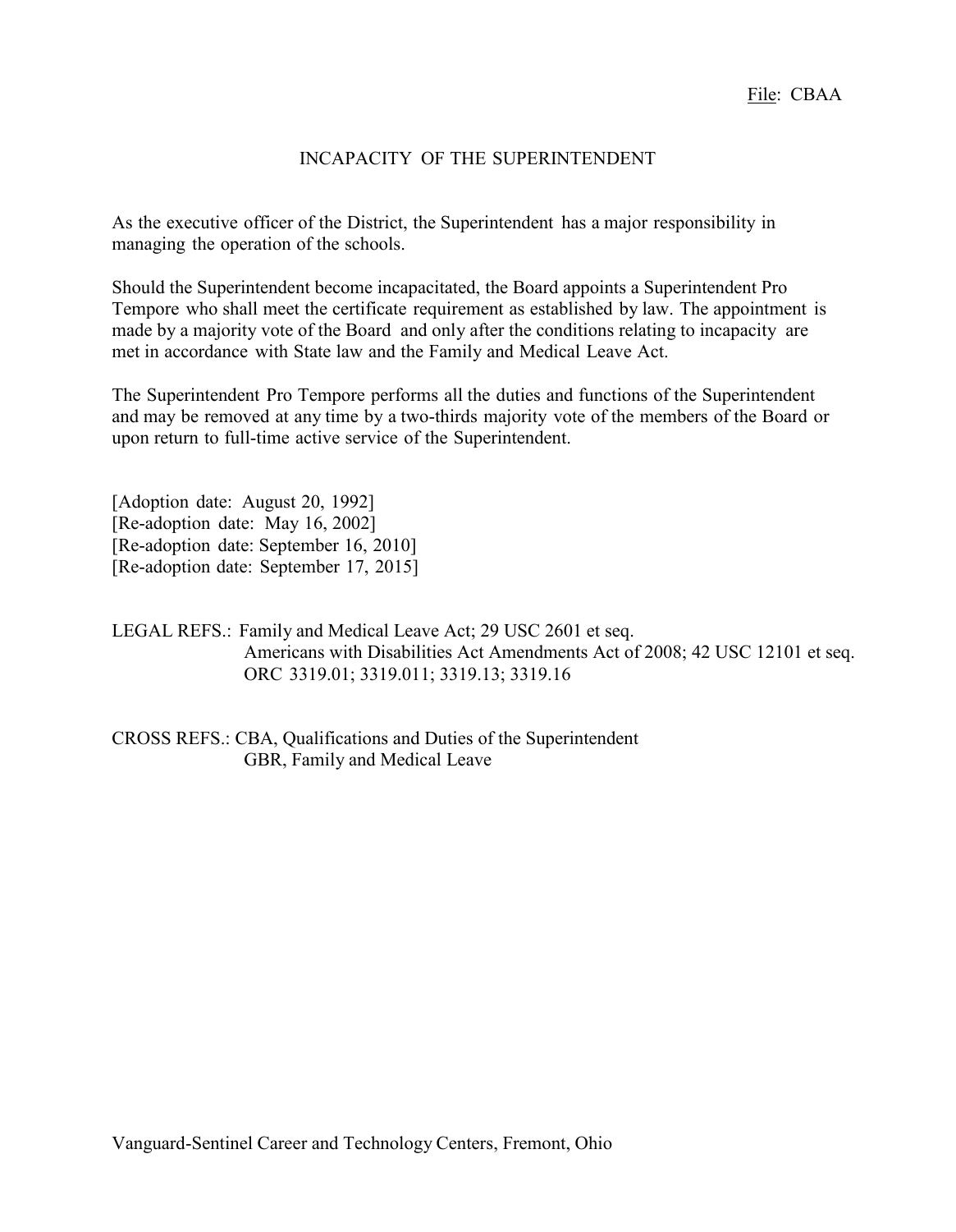File: CBAA

# INCAPACITY OF THE SUPERINTENDENT

As the executive officer of the District, the Superintendent has a major responsibility in managing the operation of the schools.

Should the Superintendent become incapacitated, the Board appoints a Superintendent Pro Tempore who shall meet the certificate requirement as established by law. The appointment is made by a majority vote of the Board and only after the conditions relating to incapacity are met in accordance with State law and the Family and Medical Leave Act.

The Superintendent Pro Tempore performs all the duties and functions of the Superintendent and may be removed at any time by a two-thirds majority vote of the members of the Board or upon return to full-time active service of the Superintendent.

[Adoption date: August 20, 1992]
[Re-adoption date: May 16, 2002]
[Re-adoption date: September 16, 2010]
[Re-adoption date: September 17, 2015]

LEGAL REFS.: Family and Medical Leave Act; 29 USC 2601 et seq.
Americans with Disabilities Act Amendments Act of 2008; 42 USC 12101 et seq.
ORC 3319.01; 3319.011; 3319.13; 3319.16

CROSS REFS.: CBA, Qualifications and Duties of the Superintendent
GBR, Family and Medical Leave

Vanguard-Sentinel Career and Technology Centers, Fremont, Ohio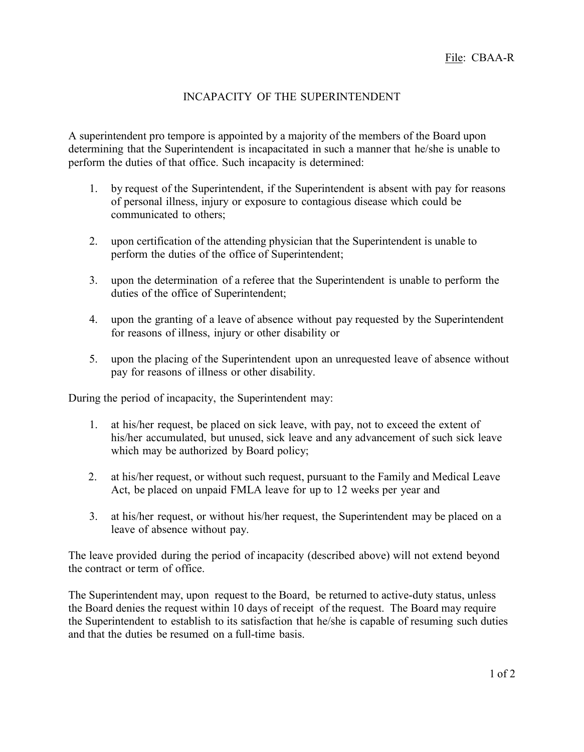File: CBAA-R

# INCAPACITY OF THE SUPERINTENDENT

A superintendent pro tempore is appointed by a majority of the members of the Board upon determining that the Superintendent is incapacitated in such a manner that he/she is unable to perform the duties of that office. Such incapacity is determined:

1. by request of the Superintendent, if the Superintendent is absent with pay for reasons of personal illness, injury or exposure to contagious disease which could be communicated to others;

2. upon certification of the attending physician that the Superintendent is unable to perform the duties of the office of Superintendent;

3. upon the determination of a referee that the Superintendent is unable to perform the duties of the office of Superintendent;

4. upon the granting of a leave of absence without pay requested by the Superintendent for reasons of illness, injury or other disability or

5. upon the placing of the Superintendent upon an unrequested leave of absence without pay for reasons of illness or other disability.

During the period of incapacity, the Superintendent may:

1. at his/her request, be placed on sick leave, with pay, not to exceed the extent of his/her accumulated, but unused, sick leave and any advancement of such sick leave which may be authorized by Board policy;

2. at his/her request, or without such request, pursuant to the Family and Medical Leave Act, be placed on unpaid FMLA leave for up to 12 weeks per year and

3. at his/her request, or without his/her request, the Superintendent may be placed on a leave of absence without pay.

The leave provided during the period of incapacity (described above) will not extend beyond the contract or term of office.

The Superintendent may, upon request to the Board, be returned to active-duty status, unless the Board denies the request within 10 days of receipt of the request. The Board may require the Superintendent to establish to its satisfaction that he/she is capable of resuming such duties and that the duties be resumed on a full-time basis.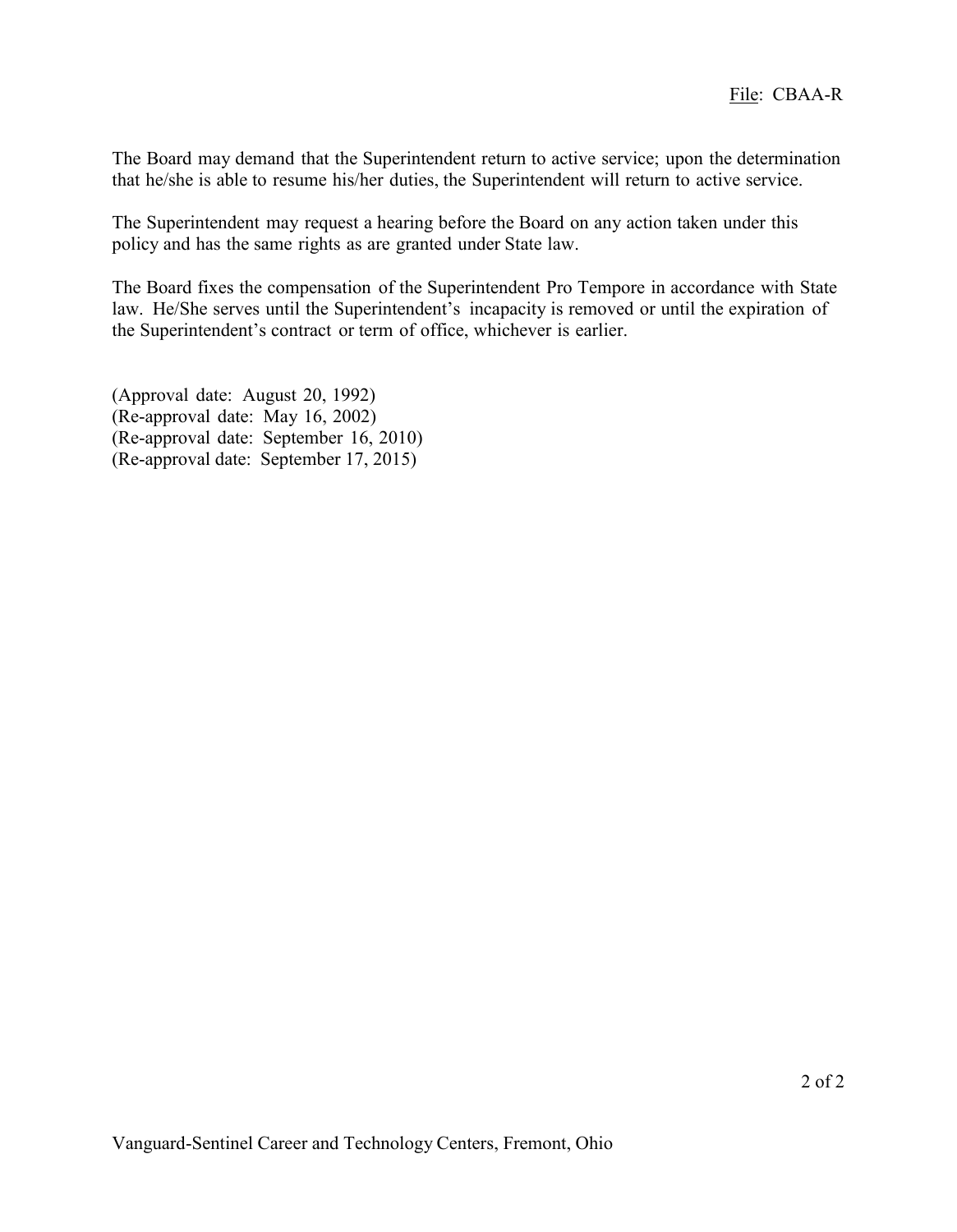The Board may demand that the Superintendent return to active service; upon the determination that he/she is able to resume his/her duties, the Superintendent will return to active service.

The Superintendent may request a hearing before the Board on any action taken under this policy and has the same rights as are granted under State law.

The Board fixes the compensation of the Superintendent Pro Tempore in accordance with State law. He/She serves until the Superintendent's incapacity is removed or until the expiration of the Superintendent's contract or term of office, whichever is earlier.

(Approval date: August 20, 1992)
(Re-approval date: May 16, 2002)
(Re-approval date: September 16, 2010)
(Re-approval date: September 17, 2015)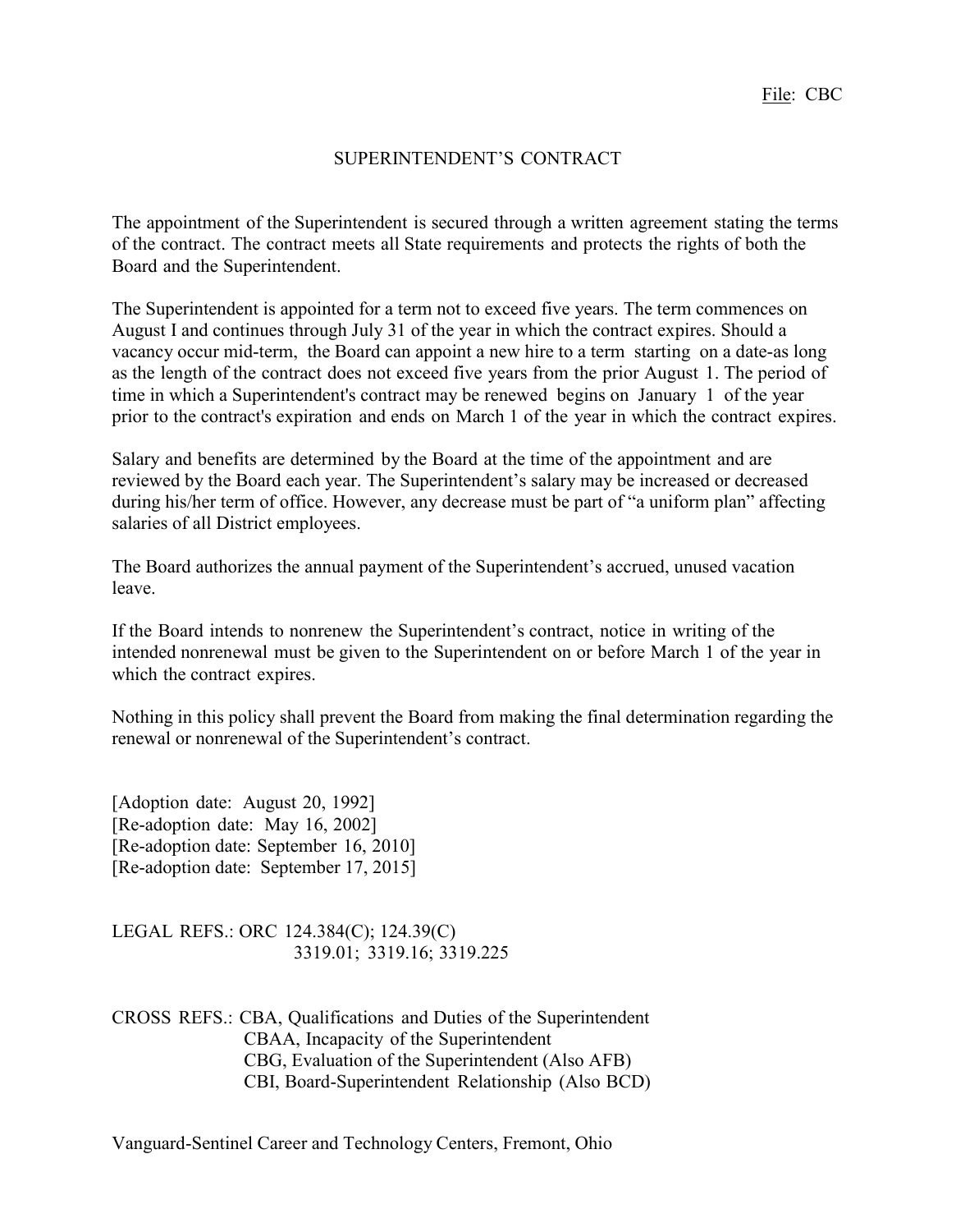File: CBC

# SUPERINTENDENT'S CONTRACT

The appointment of the Superintendent is secured through a written agreement stating the terms of the contract. The contract meets all State requirements and protects the rights of both the Board and the Superintendent.

The Superintendent is appointed for a term not to exceed five years. The term commences on August I and continues through July 31 of the year in which the contract expires. Should a vacancy occur mid-term, the Board can appoint a new hire to a term starting on a date-as long as the length of the contract does not exceed five years from the prior August 1. The period of time in which a Superintendent's contract may be renewed begins on January 1 of the year prior to the contract's expiration and ends on March 1 of the year in which the contract expires.

Salary and benefits are determined by the Board at the time of the appointment and are reviewed by the Board each year. The Superintendent's salary may be increased or decreased during his/her term of office. However, any decrease must be part of "a uniform plan" affecting salaries of all District employees.

The Board authorizes the annual payment of the Superintendent's accrued, unused vacation leave.

If the Board intends to nonrenew the Superintendent's contract, notice in writing of the intended nonrenewal must be given to the Superintendent on or before March 1 of the year in which the contract expires.

Nothing in this policy shall prevent the Board from making the final determination regarding the renewal or nonrenewal of the Superintendent's contract.

[Adoption date: August 20, 1992]
[Re-adoption date: May 16, 2002]
[Re-adoption date: September 16, 2010]
[Re-adoption date: September 17, 2015]

LEGAL REFS.: ORC 124.384(C); 124.39(C)
3319.01; 3319.16; 3319.225

CROSS REFS.: CBA, Qualifications and Duties of the Superintendent
CBAA, Incapacity of the Superintendent
CBG, Evaluation of the Superintendent (Also AFB)
CBI, Board-Superintendent Relationship (Also BCD)

Vanguard-Sentinel Career and Technology Centers, Fremont, Ohio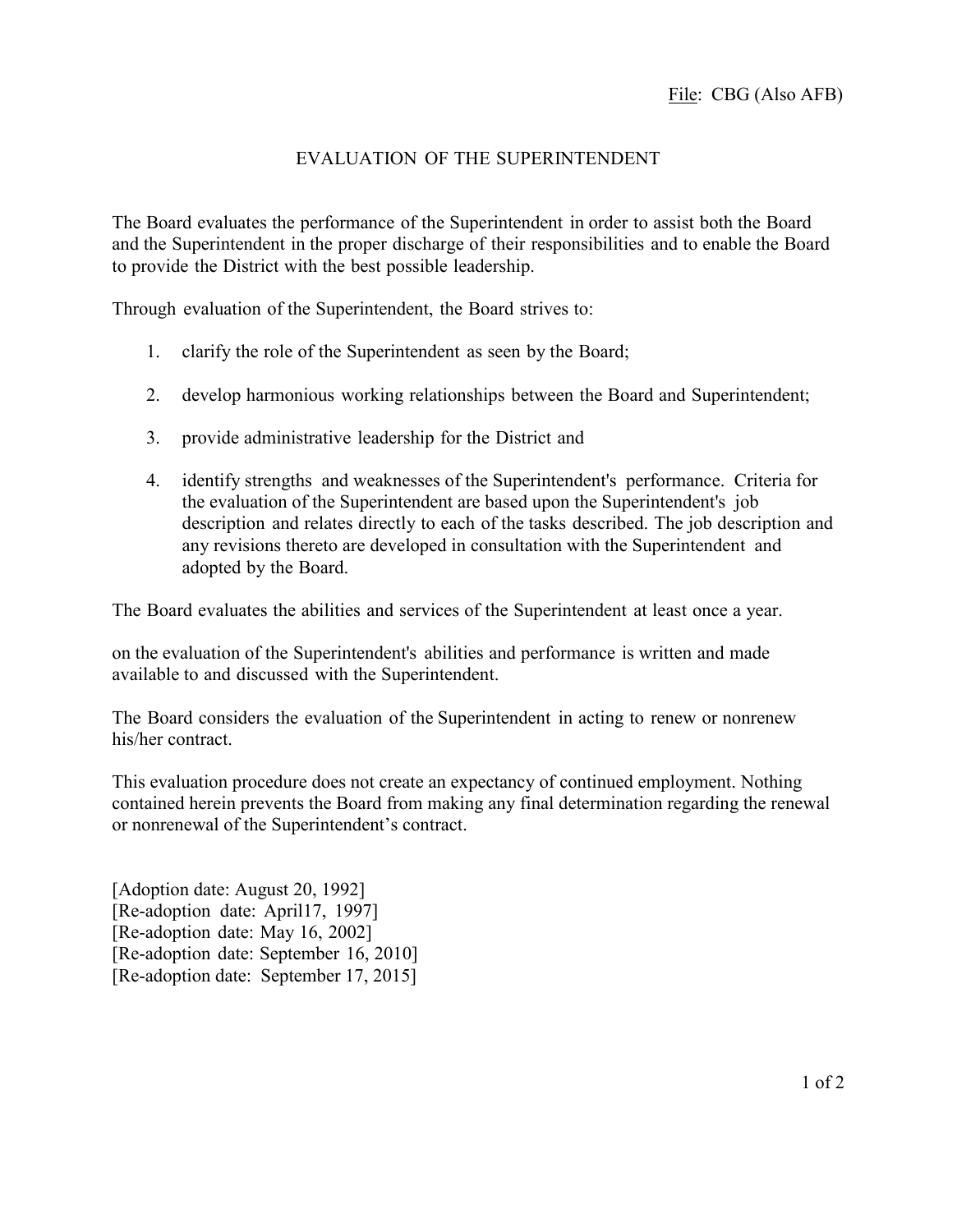File: CBG (Also AFB)

# EVALUATION OF THE SUPERINTENDENT

The Board evaluates the performance of the Superintendent in order to assist both the Board and the Superintendent in the proper discharge of their responsibilities and to enable the Board to provide the District with the best possible leadership.

Through evaluation of the Superintendent, the Board strives to:

1. clarify the role of the Superintendent as seen by the Board;
2. develop harmonious working relationships between the Board and Superintendent;
3. provide administrative leadership for the District and
4. identify strengths and weaknesses of the Superintendent's performance. Criteria for the evaluation of the Superintendent are based upon the Superintendent's job description and relates directly to each of the tasks described. The job description and any revisions thereto are developed in consultation with the Superintendent and adopted by the Board.

The Board evaluates the abilities and services of the Superintendent at least once a year.

on the evaluation of the Superintendent's abilities and performance is written and made available to and discussed with the Superintendent.

The Board considers the evaluation of the Superintendent in acting to renew or nonrenew his/her contract.

This evaluation procedure does not create an expectancy of continued employment. Nothing contained herein prevents the Board from making any final determination regarding the renewal or nonrenewal of the Superintendent's contract.

[Adoption date: August 20, 1992]
[Re-adoption date: April17, 1997]
[Re-adoption date: May 16, 2002]
[Re-adoption date: September 16, 2010]
[Re-adoption date: September 17, 2015]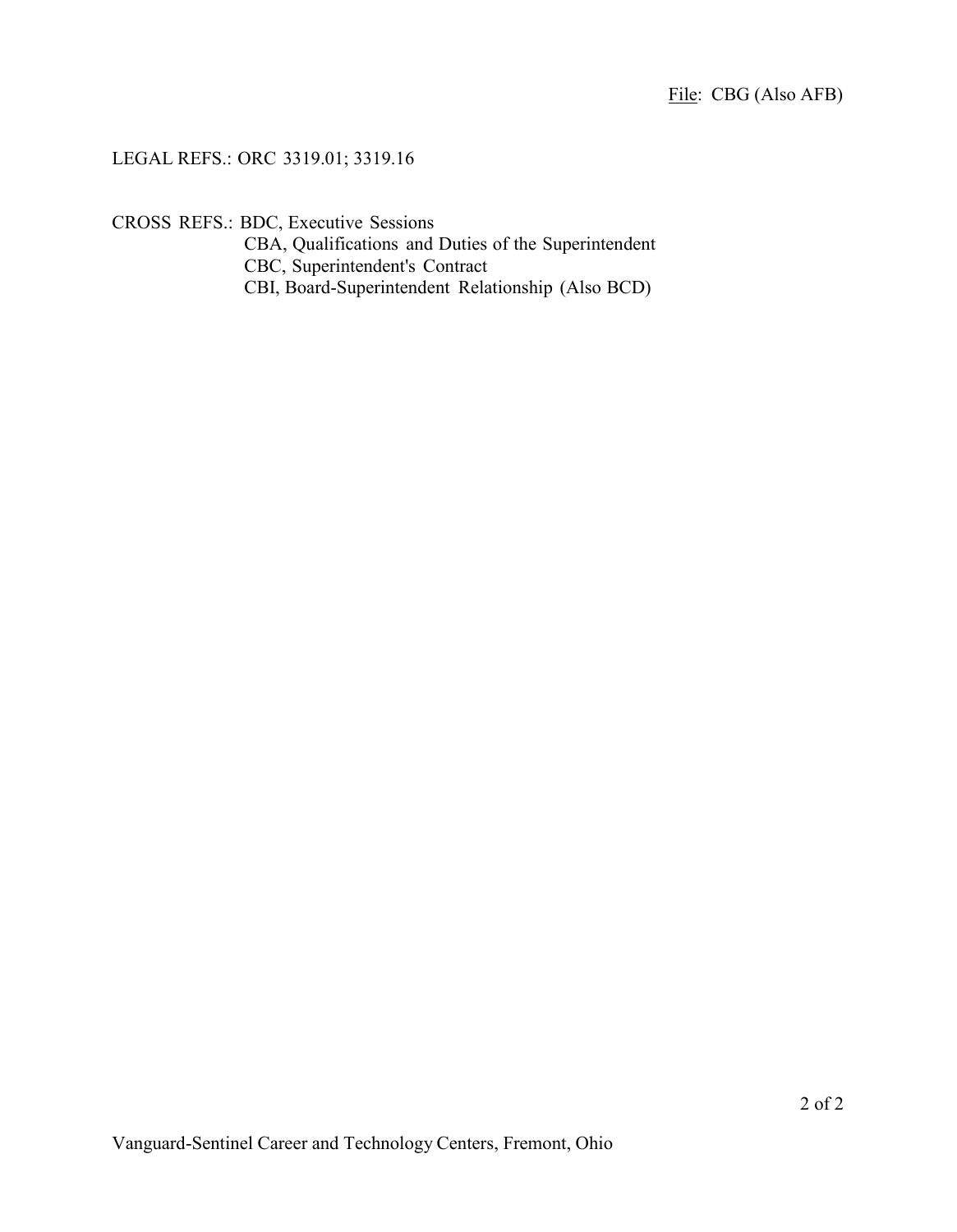LEGAL REFS.: ORC 3319.01; 3319.16

CROSS REFS.: BDC, Executive Sessions
CBA, Qualifications and Duties of the Superintendent
CBC, Superintendent's Contract
CBI, Board-Superintendent Relationship (Also BCD)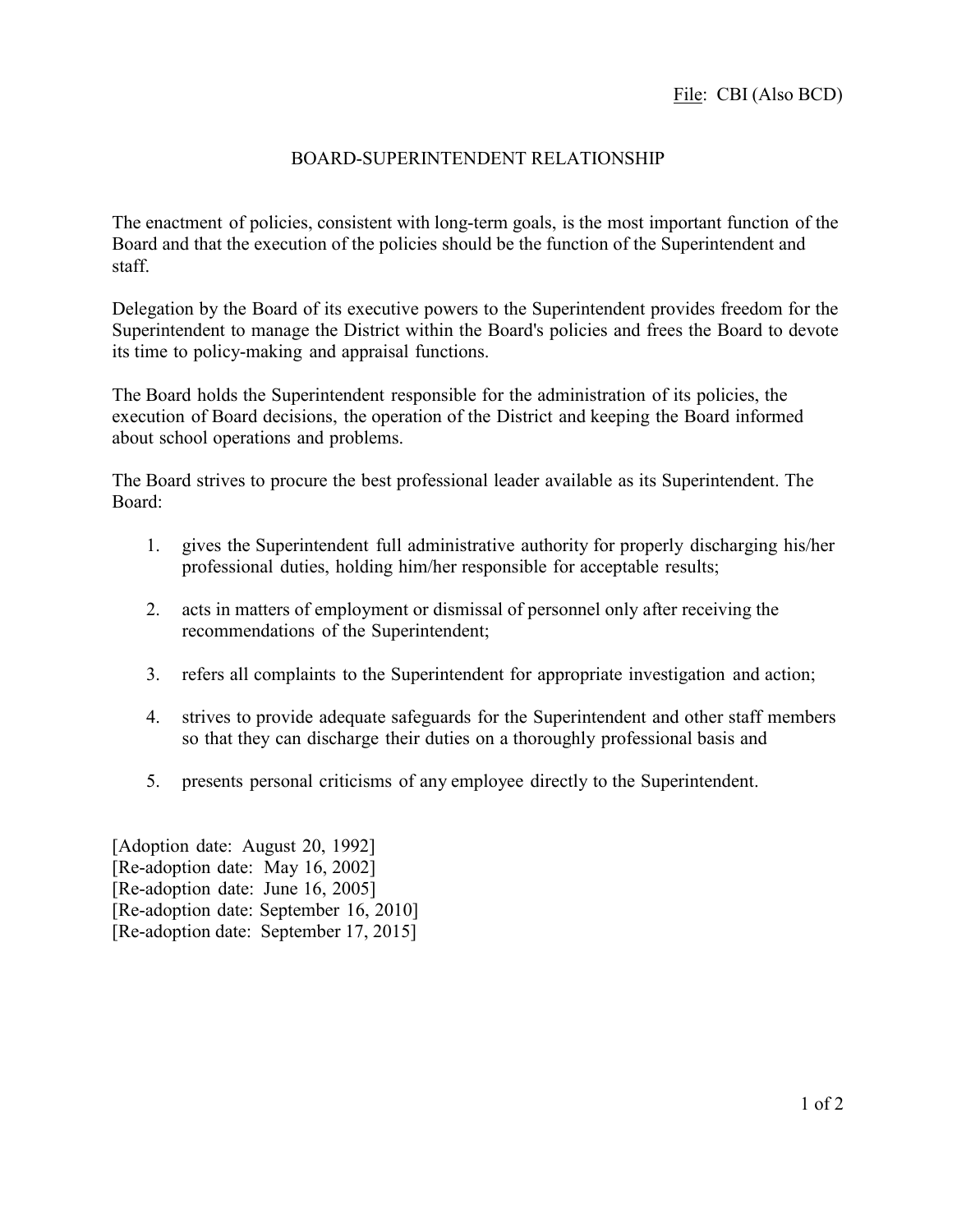File: CBI (Also BCD)

# BOARD-SUPERINTENDENT RELATIONSHIP

The enactment of policies, consistent with long-term goals, is the most important function of the Board and that the execution of the policies should be the function of the Superintendent and staff.

Delegation by the Board of its executive powers to the Superintendent provides freedom for the Superintendent to manage the District within the Board's policies and frees the Board to devote its time to policy-making and appraisal functions.

The Board holds the Superintendent responsible for the administration of its policies, the execution of Board decisions, the operation of the District and keeping the Board informed about school operations and problems.

The Board strives to procure the best professional leader available as its Superintendent. The Board:

1. gives the Superintendent full administrative authority for properly discharging his/her professional duties, holding him/her responsible for acceptable results;
2. acts in matters of employment or dismissal of personnel only after receiving the recommendations of the Superintendent;
3. refers all complaints to the Superintendent for appropriate investigation and action;
4. strives to provide adequate safeguards for the Superintendent and other staff members so that they can discharge their duties on a thoroughly professional basis and
5. presents personal criticisms of any employee directly to the Superintendent.

[Adoption date: August 20, 1992]
[Re-adoption date: May 16, 2002]
[Re-adoption date: June 16, 2005]
[Re-adoption date: September 16, 2010]
[Re-adoption date: September 17, 2015]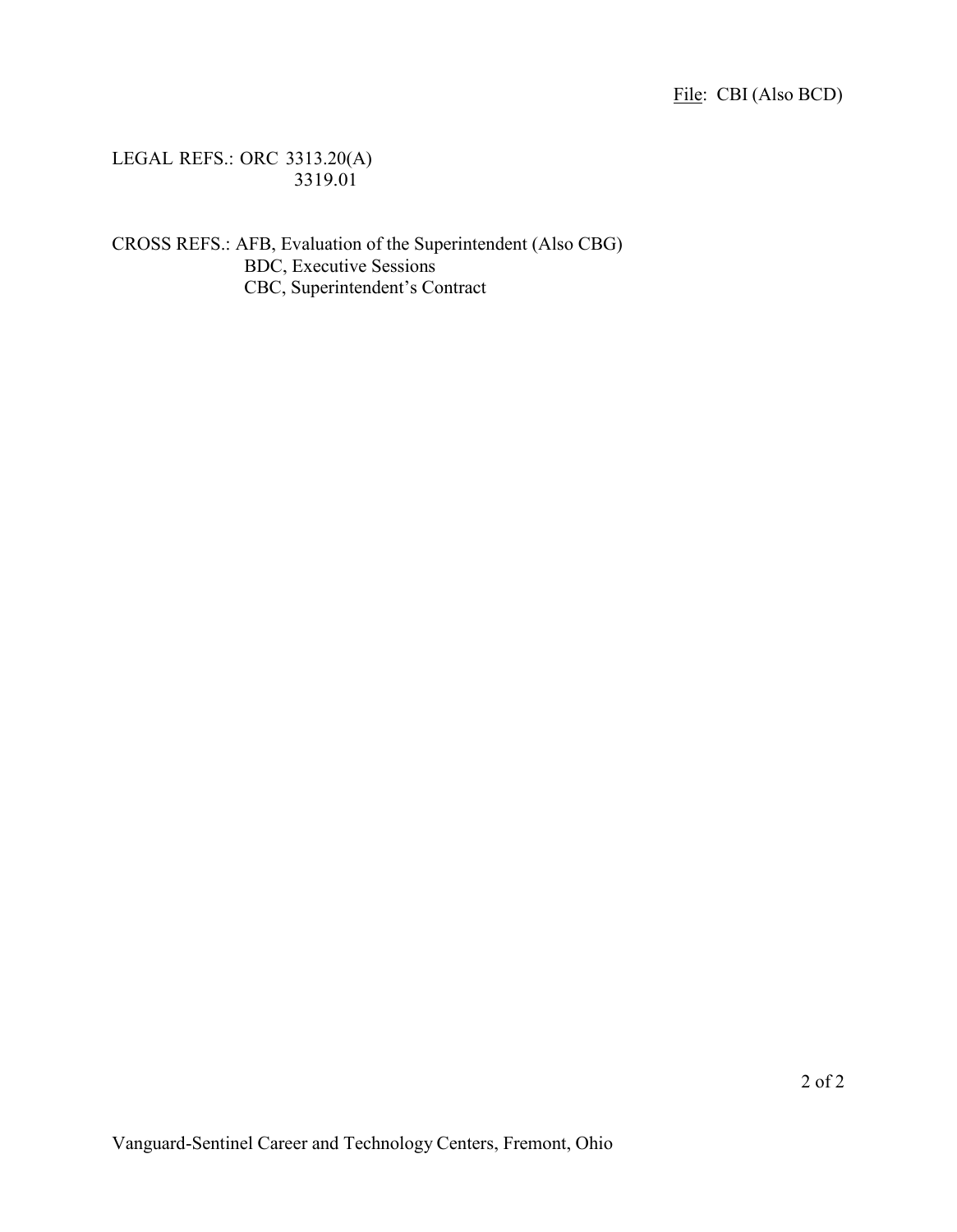LEGAL REFS.: ORC 3313.20(A)
3319.01

CROSS REFS.: AFB, Evaluation of the Superintendent (Also CBG)
BDC, Executive Sessions
CBC, Superintendent's Contract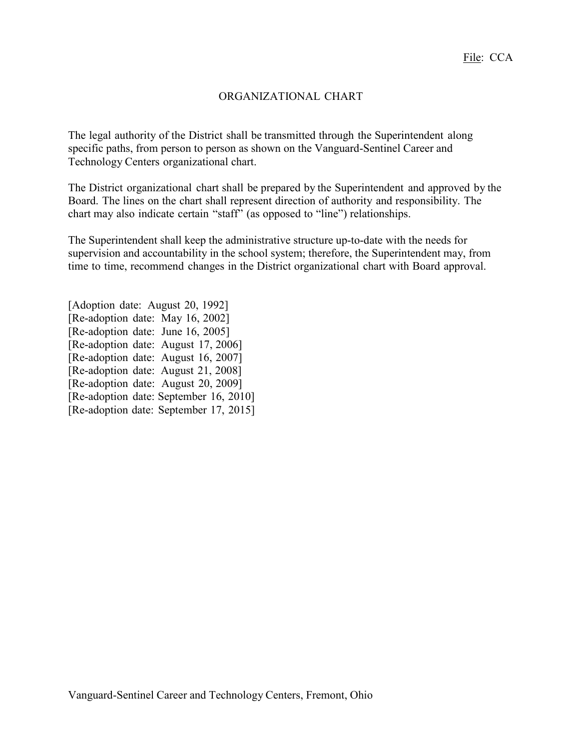File: CCA

# ORGANIZATIONAL CHART

The legal authority of the District shall be transmitted through the Superintendent along specific paths, from person to person as shown on the Vanguard-Sentinel Career and Technology Centers organizational chart.

The District organizational chart shall be prepared by the Superintendent and approved by the Board. The lines on the chart shall represent direction of authority and responsibility. The chart may also indicate certain "staff" (as opposed to "line") relationships.

The Superintendent shall keep the administrative structure up-to-date with the needs for supervision and accountability in the school system; therefore, the Superintendent may, from time to time, recommend changes in the District organizational chart with Board approval.

[Adoption date: August 20, 1992]
[Re-adoption date: May 16, 2002]
[Re-adoption date: June 16, 2005]
[Re-adoption date: August 17, 2006]
[Re-adoption date: August 16, 2007]
[Re-adoption date: August 21, 2008]
[Re-adoption date: August 20, 2009]
[Re-adoption date: September 16, 2010]
[Re-adoption date: September 17, 2015]

Vanguard-Sentinel Career and Technology Centers, Fremont, Ohio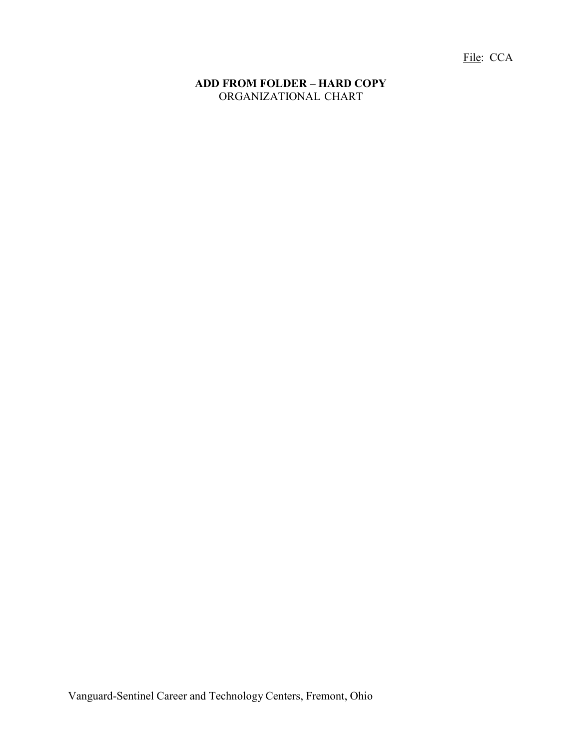File: CCA

**ADD FROM FOLDER – HARD COPY**

ORGANIZATIONAL CHART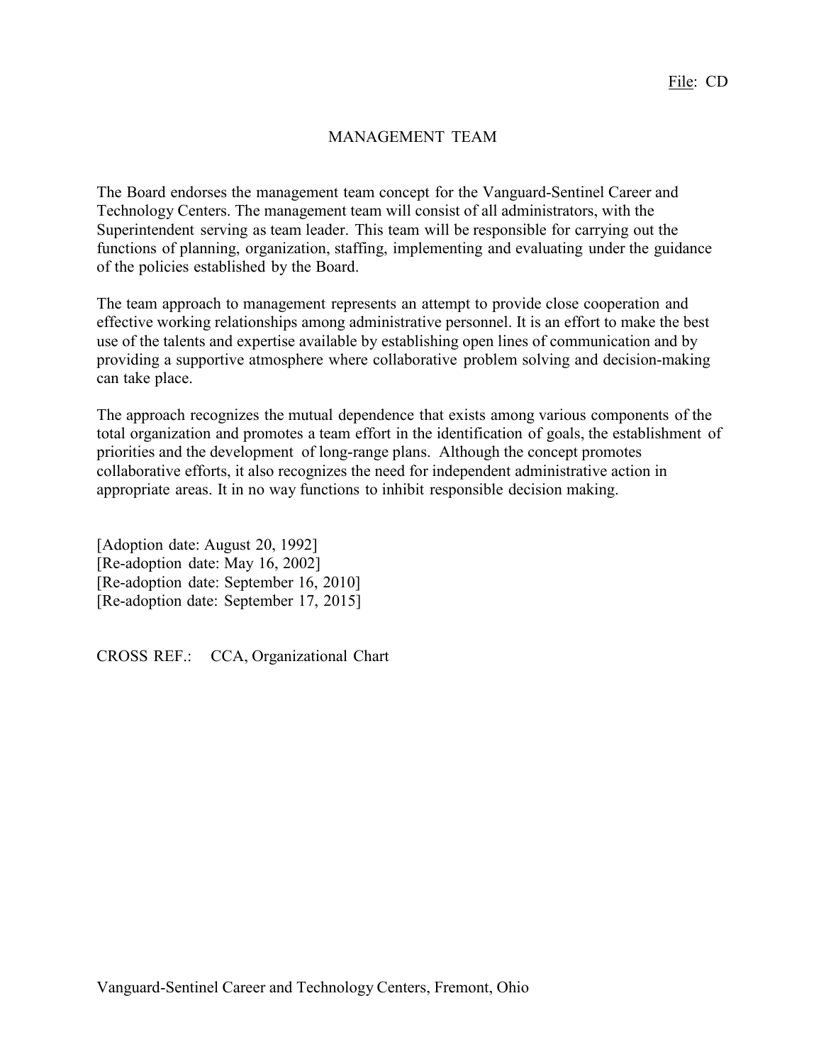File: CD

# MANAGEMENT TEAM

The Board endorses the management team concept for the Vanguard-Sentinel Career and Technology Centers. The management team will consist of all administrators, with the Superintendent serving as team leader. This team will be responsible for carrying out the functions of planning, organization, staffing, implementing and evaluating under the guidance of the policies established by the Board.

The team approach to management represents an attempt to provide close cooperation and effective working relationships among administrative personnel. It is an effort to make the best use of the talents and expertise available by establishing open lines of communication and by providing a supportive atmosphere where collaborative problem solving and decision-making can take place.

The approach recognizes the mutual dependence that exists among various components of the total organization and promotes a team effort in the identification of goals, the establishment of priorities and the development of long-range plans. Although the concept promotes collaborative efforts, it also recognizes the need for independent administrative action in appropriate areas. It in no way functions to inhibit responsible decision making.

[Adoption date: August 20, 1992]
[Re-adoption date: May 16, 2002]
[Re-adoption date: September 16, 2010]
[Re-adoption date: September 17, 2015]

CROSS REF.: CCA, Organizational Chart

Vanguard-Sentinel Career and Technology Centers, Fremont, Ohio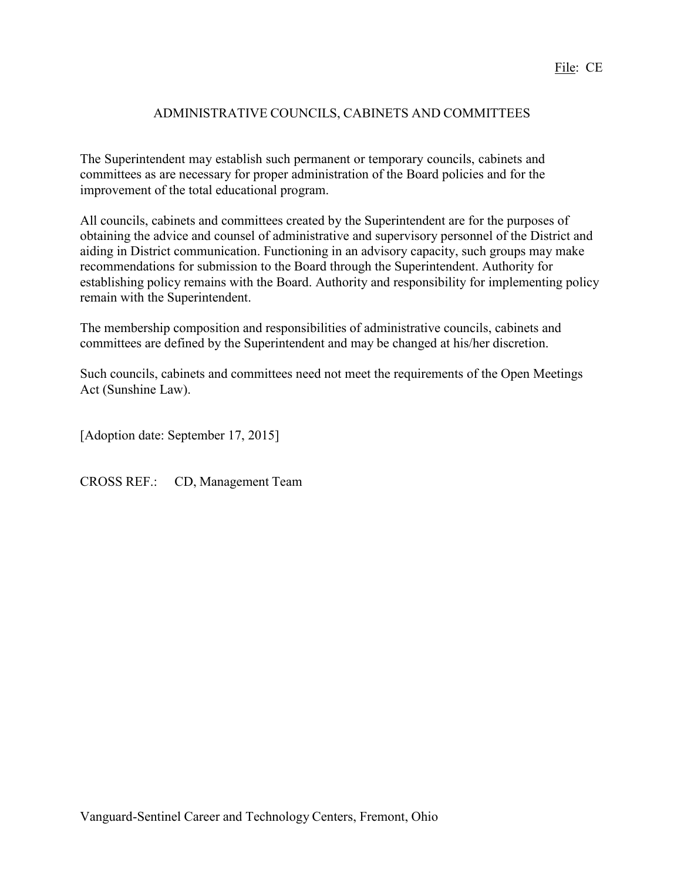File: CE

# ADMINISTRATIVE COUNCILS, CABINETS AND COMMITTEES

The Superintendent may establish such permanent or temporary councils, cabinets and committees as are necessary for proper administration of the Board policies and for the improvement of the total educational program.

All councils, cabinets and committees created by the Superintendent are for the purposes of obtaining the advice and counsel of administrative and supervisory personnel of the District and aiding in District communication. Functioning in an advisory capacity, such groups may make recommendations for submission to the Board through the Superintendent. Authority for establishing policy remains with the Board. Authority and responsibility for implementing policy remain with the Superintendent.

The membership composition and responsibilities of administrative councils, cabinets and committees are defined by the Superintendent and may be changed at his/her discretion.

Such councils, cabinets and committees need not meet the requirements of the Open Meetings Act (Sunshine Law).

[Adoption date: September 17, 2015]

CROSS REF.: CD, Management Team

Vanguard-Sentinel Career and Technology Centers, Fremont, Ohio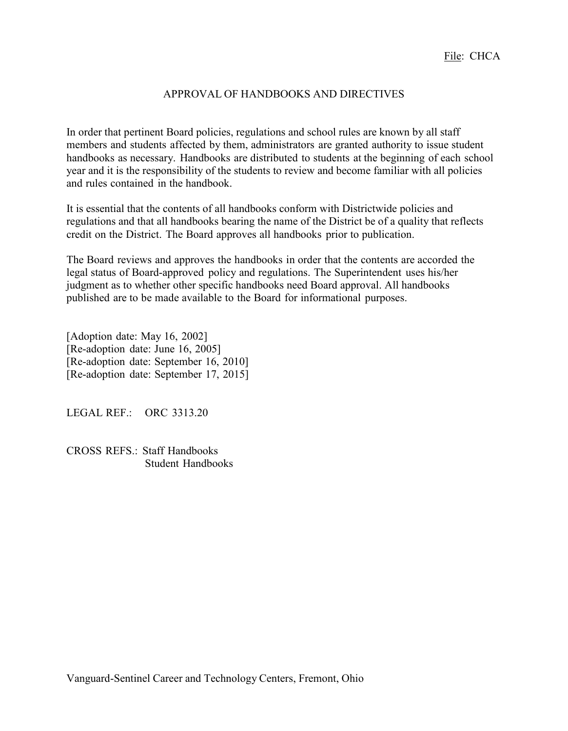File: CHCA

# APPROVAL OF HANDBOOKS AND DIRECTIVES

In order that pertinent Board policies, regulations and school rules are known by all staff members and students affected by them, administrators are granted authority to issue student handbooks as necessary. Handbooks are distributed to students at the beginning of each school year and it is the responsibility of the students to review and become familiar with all policies and rules contained in the handbook.

It is essential that the contents of all handbooks conform with Districtwide policies and regulations and that all handbooks bearing the name of the District be of a quality that reflects credit on the District. The Board approves all handbooks prior to publication.

The Board reviews and approves the handbooks in order that the contents are accorded the legal status of Board-approved policy and regulations. The Superintendent uses his/her judgment as to whether other specific handbooks need Board approval. All handbooks published are to be made available to the Board for informational purposes.

[Adoption date: May 16, 2002]
[Re-adoption date: June 16, 2005]
[Re-adoption date: September 16, 2010]
[Re-adoption date: September 17, 2015]

LEGAL REF.: ORC 3313.20

CROSS REFS.: Staff Handbooks
Student Handbooks

Vanguard-Sentinel Career and Technology Centers, Fremont, Ohio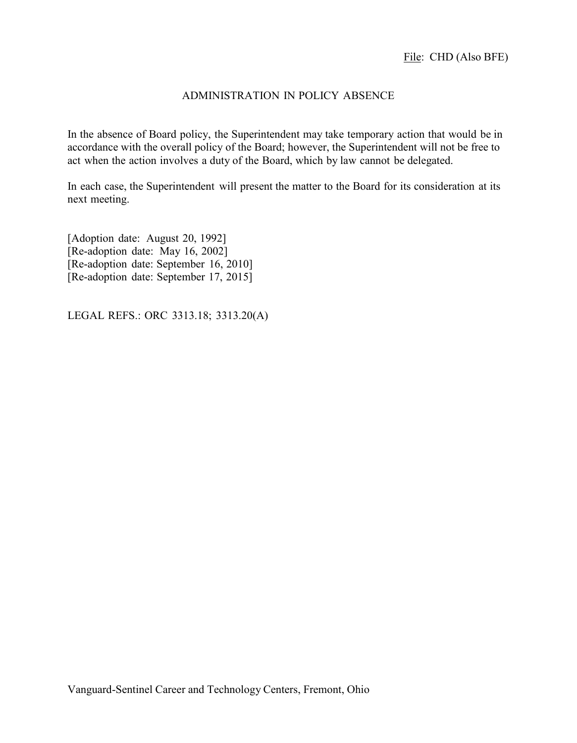File: CHD (Also BFE)

# ADMINISTRATION IN POLICY ABSENCE

In the absence of Board policy, the Superintendent may take temporary action that would be in accordance with the overall policy of the Board; however, the Superintendent will not be free to act when the action involves a duty of the Board, which by law cannot be delegated.

In each case, the Superintendent will present the matter to the Board for its consideration at its next meeting.

[Adoption date: August 20, 1992]
[Re-adoption date: May 16, 2002]
[Re-adoption date: September 16, 2010]
[Re-adoption date: September 17, 2015]

LEGAL REFS.: ORC 3313.18; 3313.20(A)

Vanguard-Sentinel Career and Technology Centers, Fremont, Ohio